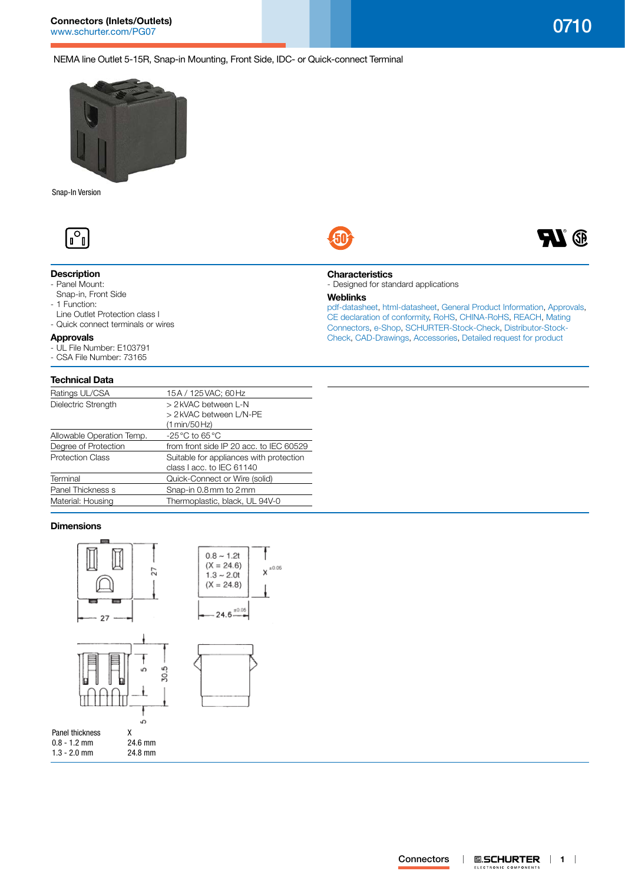## Connectors (Inlets/Outlets)

www.schurter.com/PG07

# 0710

NEMA line Outlet 5-15R, Snap-in Mounting, Front Side, IDC- or Quick-connect Terminal

Snap-In Version

### Description

- Panel Mount:
  Snap-in, Front Side
- 1 Function:
  Line Outlet Protection class I
- Quick connect terminals or wires

### Approvals

- UL File Number: E103791
- CSA File Number: 73165

### Characteristics

- Designed for standard applications

### Weblinks

pdf-datasheet, html-datasheet, General Product Information, Approvals, CE declaration of conformity, RoHS, CHINA-RoHS, REACH, Mating Connectors, e-Shop, SCHURTER-Stock-Check, Distributor-Stock-Check, CAD-Drawings, Accessories, Detailed request for product

### Technical Data

| | |
|---|---|
| Ratings UL/CSA | 15 A / 125 VAC; 60 Hz |
| Dielectric Strength | > 2 kVAC between L-N<br>> 2 kVAC between L/N-PE<br>(1 min/50 Hz) |
| Allowable Operation Temp. | -25 °C to 65 °C |
| Degree of Protection | from front side IP 20 acc. to IEC 60529 |
| Protection Class | Suitable for appliances with protection class I acc. to IEC 61140 |
| Terminal | Quick-Connect or Wire (solid) |
| Panel Thickness s | Snap-in 0.8 mm to 2 mm |
| Material: Housing | Thermoplastic, black, UL 94V-0 |

### Dimensions

27 / 27 / 0.8 ~ 1.2t (X = 24.6) / 1.3 ~ 2.0t (X = 24.8) / X ±0.05 / 24.6 ±0.05 / 5 / 30.5 / 5

| Panel thickness | X |
|---|---|
| 0.8 - 1.2 mm | 24.6 mm |
| 1.3 - 2.0 mm | 24.8 mm |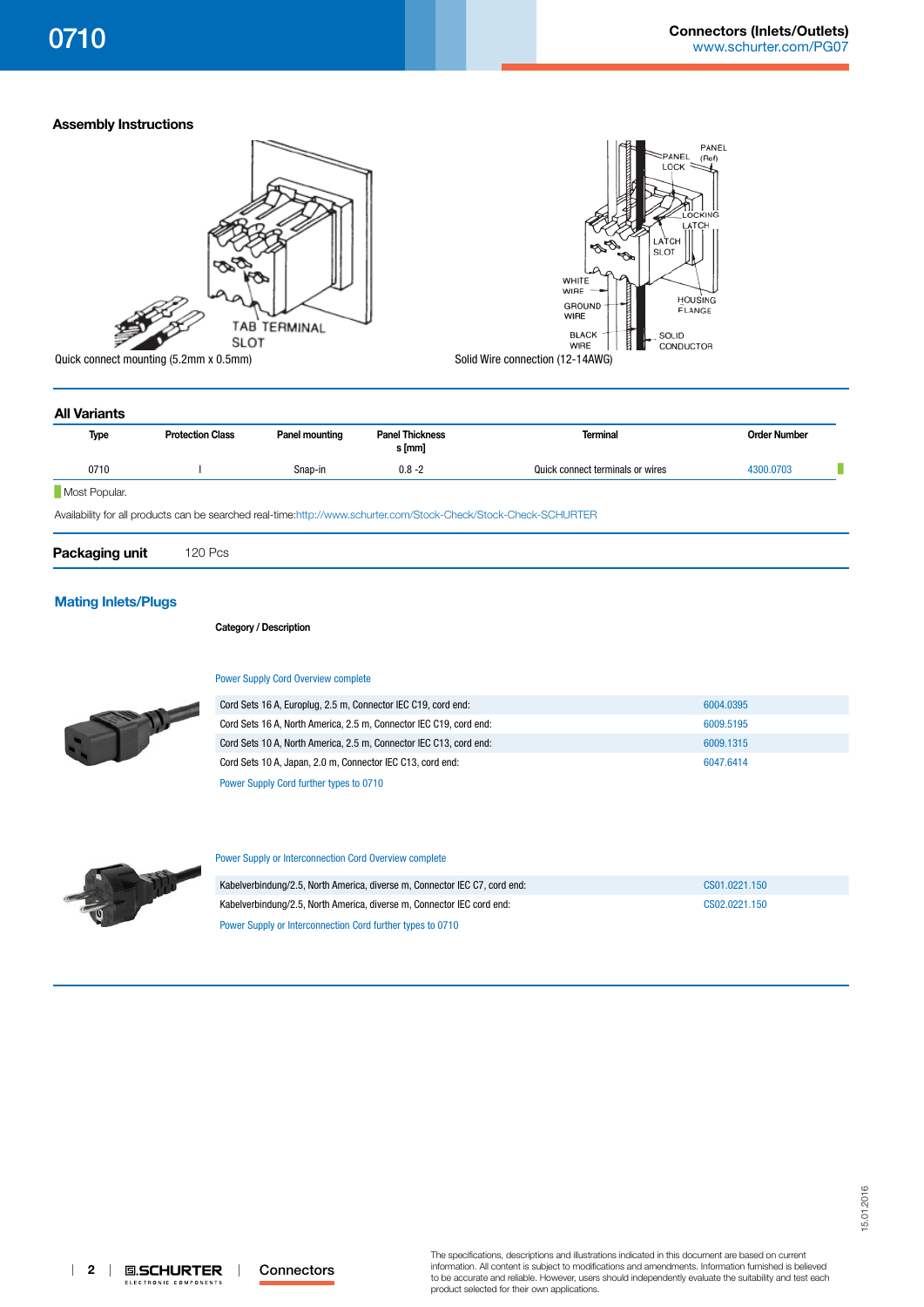## Assembly Instructions

TAB TERMINAL SLOT

Quick connect mounting (5.2mm x 0.5mm)

PANEL (Ref)
PANEL LOCK
LOCKING LATCH
LATCH SLOT
WHITE WIRE
GROUND WIRE
HOUSING FLANGE
BLACK WIRE
SOLID CONDUCTOR

Solid Wire connection (12-14AWG)

## All Variants

| Type | Protection Class | Panel mounting | Panel Thickness s [mm] | Terminal | Order Number | |
|---|---|---|---|---|---|---|
| 0710 | I | Snap-in | 0.8 -2 | Quick connect terminals or wires | 4300.0703 | ▮ |

▮ Most Popular.

Availability for all products can be searched real-time:http://www.schurter.com/Stock-Check/Stock-Check-SCHURTER

**Packaging unit** 120 Pcs

## Mating Inlets/Plugs

**Category / Description**

Power Supply Cord Overview complete

| | |
|---|---|
| Cord Sets 16 A, Europlug, 2.5 m, Connector IEC C19, cord end: | 6004.0395 |
| Cord Sets 16 A, North America, 2.5 m, Connector IEC C19, cord end: | 6009.5195 |
| Cord Sets 10 A, North America, 2.5 m, Connector IEC C13, cord end: | 6009.1315 |
| Cord Sets 10 A, Japan, 2.0 m, Connector IEC C13, cord end: | 6047.6414 |

Power Supply Cord further types to 0710

Power Supply or Interconnection Cord Overview complete

| | |
|---|---|
| Kabelverbindung/2.5, North America, diverse m, Connector IEC C7, cord end: | CS01.0221.150 |
| Kabelverbindung/2.5, North America, diverse m, Connector IEC cord end: | CS02.0221.150 |

Power Supply or Interconnection Cord further types to 0710

15.01.2016

The specifications, descriptions and illustrations indicated in this document are based on current information. All content is subject to modifications and amendments. Information furnished is believed to be accurate and reliable. However, users should independently evaluate the suitability and test each product selected for their own applications.